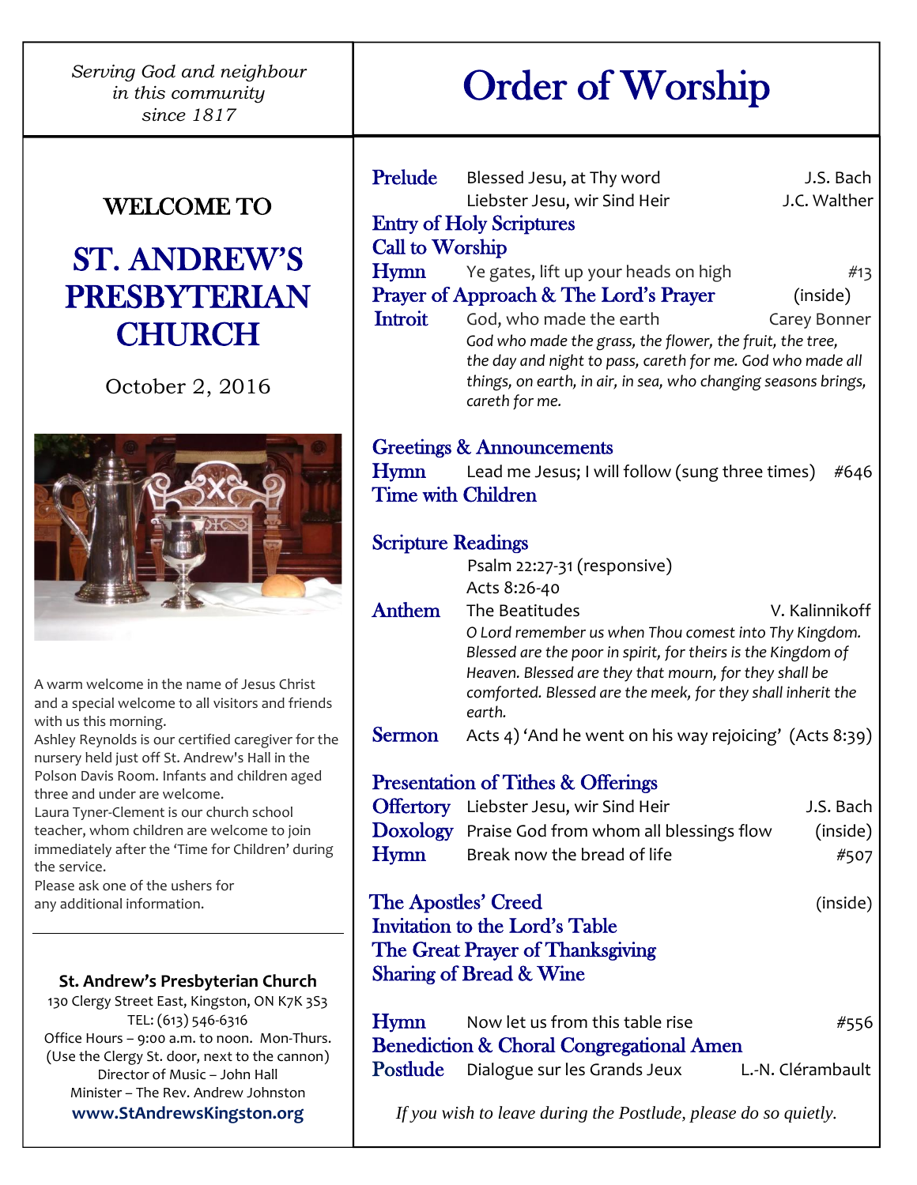*Serving God and neighbour in this community since 1817*

# WELCOME TO

# ST. ANDREW'S PRESBYTERIAN CHURCH

October 2, 2016

A warm welcome in the name of Jesus Christ and a special welcome to all visitors and friends with us this morning.
Ashley Reynolds is our certified caregiver for the nursery held just off St. Andrew's Hall in the Polson Davis Room. Infants and children aged three and under are welcome.
Laura Tyner-Clement is our church school teacher, whom children are welcome to join immediately after the 'Time for Children' during the service.
Please ask one of the ushers for any additional information.

---

**St. Andrew's Presbyterian Church**
130 Clergy Street East, Kingston, ON K7K 3S3
TEL: (613) 546-6316
Office Hours – 9:00 a.m. to noon. Mon-Thurs.
(Use the Clergy St. door, next to the cannon)
Director of Music – John Hall
Minister – The Rev. Andrew Johnston
**www.StAndrewsKingston.org**

# Order of Worship

**Prelude** Blessed Jesu, at Thy word — J.S. Bach
Liebster Jesu, wir Sind Heir — J.C. Walther
**Entry of Holy Scriptures**
**Call to Worship**
**Hymn** Ye gates, lift up your heads on high — #13
**Prayer of Approach & The Lord's Prayer** (inside)
**Introit** God, who made the earth — Carey Bonner
*God who made the grass, the flower, the fruit, the tree, the day and night to pass, careth for me. God who made all things, on earth, in air, in sea, who changing seasons brings, careth for me.*

**Greetings & Announcements**
**Hymn** Lead me Jesus; I will follow (sung three times) — #646
**Time with Children**

**Scripture Readings**
Psalm 22:27-31 (responsive)
Acts 8:26-40
**Anthem** The Beatitudes — V. Kalinnikoff
*O Lord remember us when Thou comest into Thy Kingdom. Blessed are the poor in spirit, for theirs is the Kingdom of Heaven. Blessed are they that mourn, for they shall be comforted. Blessed are the meek, for they shall inherit the earth.*
**Sermon** Acts 4) 'And he went on his way rejoicing' (Acts 8:39)

**Presentation of Tithes & Offerings**
**Offertory** Liebster Jesu, wir Sind Heir — J.S. Bach
**Doxology** Praise God from whom all blessings flow — (inside)
**Hymn** Break now the bread of life — #507

**The Apostles' Creed** (inside)
**Invitation to the Lord's Table**
**The Great Prayer of Thanksgiving**
**Sharing of Bread & Wine**

**Hymn** Now let us from this table rise — #556
**Benediction & Choral Congregational Amen**
**Postlude** Dialogue sur les Grands Jeux — L.-N. Clérambault

*If you wish to leave during the Postlude, please do so quietly.*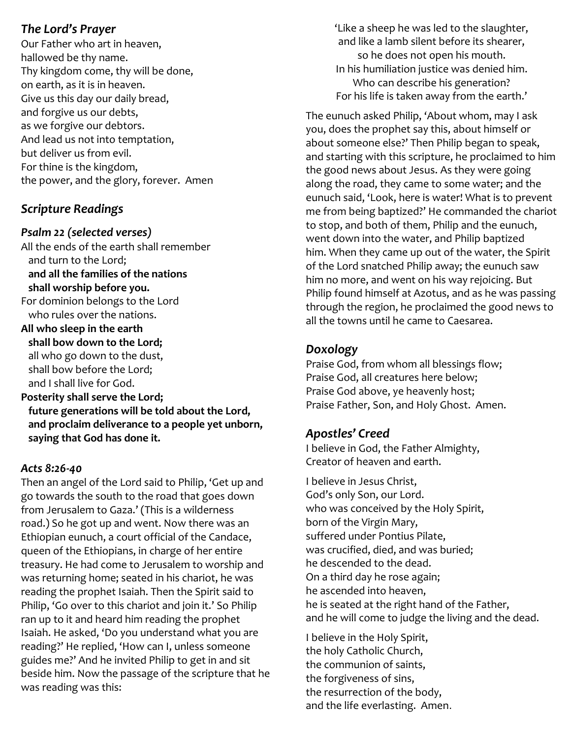## *The Lord's Prayer*

Our Father who art in heaven,
hallowed be thy name.
Thy kingdom come, thy will be done,
on earth, as it is in heaven.
Give us this day our daily bread,
and forgive us our debts,
as we forgive our debtors.
And lead us not into temptation,
but deliver us from evil.
For thine is the kingdom,
the power, and the glory, forever. Amen

## *Scripture Readings*

### *Psalm 22 (selected verses)*

All the ends of the earth shall remember
and turn to the Lord;
**and all the families of the nations**
**shall worship before you.**
For dominion belongs to the Lord
who rules over the nations.
**All who sleep in the earth**
**shall bow down to the Lord;**
all who go down to the dust,
shall bow before the Lord;
and I shall live for God.
**Posterity shall serve the Lord;**
**future generations will be told about the Lord,**
**and proclaim deliverance to a people yet unborn,**
**saying that God has done it.**

### *Acts 8:26-40*

Then an angel of the Lord said to Philip, 'Get up and go towards the south to the road that goes down from Jerusalem to Gaza.' (This is a wilderness road.) So he got up and went. Now there was an Ethiopian eunuch, a court official of the Candace, queen of the Ethiopians, in charge of her entire treasury. He had come to Jerusalem to worship and was returning home; seated in his chariot, he was reading the prophet Isaiah. Then the Spirit said to Philip, 'Go over to this chariot and join it.' So Philip ran up to it and heard him reading the prophet Isaiah. He asked, 'Do you understand what you are reading?' He replied, 'How can I, unless someone guides me?' And he invited Philip to get in and sit beside him. Now the passage of the scripture that he was reading was this:

'Like a sheep he was led to the slaughter,
and like a lamb silent before its shearer,
so he does not open his mouth.
In his humiliation justice was denied him.
Who can describe his generation?
For his life is taken away from the earth.'

The eunuch asked Philip, 'About whom, may I ask you, does the prophet say this, about himself or about someone else?' Then Philip began to speak, and starting with this scripture, he proclaimed to him the good news about Jesus. As they were going along the road, they came to some water; and the eunuch said, 'Look, here is water! What is to prevent me from being baptized?' He commanded the chariot to stop, and both of them, Philip and the eunuch, went down into the water, and Philip baptized him. When they came up out of the water, the Spirit of the Lord snatched Philip away; the eunuch saw him no more, and went on his way rejoicing. But Philip found himself at Azotus, and as he was passing through the region, he proclaimed the good news to all the towns until he came to Caesarea.

## *Doxology*

Praise God, from whom all blessings flow;
Praise God, all creatures here below;
Praise God above, ye heavenly host;
Praise Father, Son, and Holy Ghost. Amen.

## *Apostles' Creed*

I believe in God, the Father Almighty,
Creator of heaven and earth.

I believe in Jesus Christ,
God's only Son, our Lord.
who was conceived by the Holy Spirit,
born of the Virgin Mary,
suffered under Pontius Pilate,
was crucified, died, and was buried;
he descended to the dead.
On a third day he rose again;
he ascended into heaven,
he is seated at the right hand of the Father,
and he will come to judge the living and the dead.

I believe in the Holy Spirit,
the holy Catholic Church,
the communion of saints,
the forgiveness of sins,
the resurrection of the body,
and the life everlasting. Amen.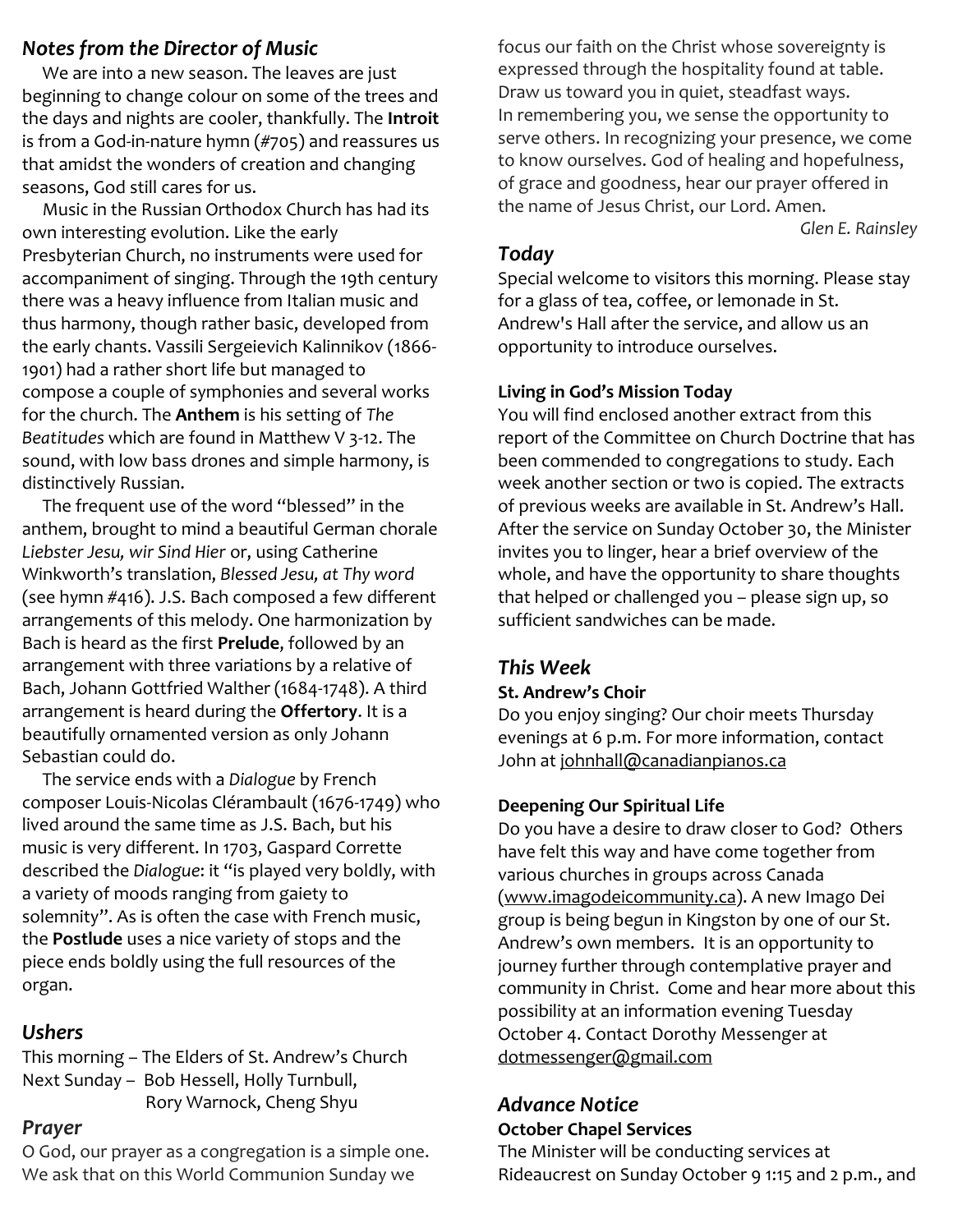## *Notes from the Director of Music*

We are into a new season. The leaves are just beginning to change colour on some of the trees and the days and nights are cooler, thankfully. The **Introit** is from a God-in-nature hymn (#705) and reassures us that amidst the wonders of creation and changing seasons, God still cares for us.

Music in the Russian Orthodox Church has had its own interesting evolution. Like the early Presbyterian Church, no instruments were used for accompaniment of singing. Through the 19th century there was a heavy influence from Italian music and thus harmony, though rather basic, developed from the early chants. Vassili Sergeievich Kalinnikov (1866-1901) had a rather short life but managed to compose a couple of symphonies and several works for the church. The **Anthem** is his setting of *The Beatitudes* which are found in Matthew V 3-12. The sound, with low bass drones and simple harmony, is distinctively Russian.

The frequent use of the word "blessed" in the anthem, brought to mind a beautiful German chorale *Liebster Jesu, wir Sind Hier* or, using Catherine Winkworth's translation, *Blessed Jesu, at Thy word* (see hymn #416). J.S. Bach composed a few different arrangements of this melody. One harmonization by Bach is heard as the first **Prelude**, followed by an arrangement with three variations by a relative of Bach, Johann Gottfried Walther (1684-1748). A third arrangement is heard during the **Offertory**. It is a beautifully ornamented version as only Johann Sebastian could do.

The service ends with a *Dialogue* by French composer Louis-Nicolas Clérambault (1676-1749) who lived around the same time as J.S. Bach, but his music is very different. In 1703, Gaspard Corrette described the *Dialogue*: it "is played very boldly, with a variety of moods ranging from gaiety to solemnity". As is often the case with French music, the **Postlude** uses a nice variety of stops and the piece ends boldly using the full resources of the organ.

## *Ushers*

This morning – The Elders of St. Andrew's Church
Next Sunday – Bob Hessell, Holly Turnbull, Rory Warnock, Cheng Shyu

## *Prayer*

O God, our prayer as a congregation is a simple one. We ask that on this World Communion Sunday we focus our faith on the Christ whose sovereignty is expressed through the hospitality found at table. Draw us toward you in quiet, steadfast ways. In remembering you, we sense the opportunity to serve others. In recognizing your presence, we come to know ourselves. God of healing and hopefulness, of grace and goodness, hear our prayer offered in the name of Jesus Christ, our Lord. Amen.

*Glen E. Rainsley*

## *Today*

Special welcome to visitors this morning. Please stay for a glass of tea, coffee, or lemonade in St. Andrew's Hall after the service, and allow us an opportunity to introduce ourselves.

**Living in God's Mission Today**

You will find enclosed another extract from this report of the Committee on Church Doctrine that has been commended to congregations to study. Each week another section or two is copied. The extracts of previous weeks are available in St. Andrew's Hall. After the service on Sunday October 30, the Minister invites you to linger, hear a brief overview of the whole, and have the opportunity to share thoughts that helped or challenged you – please sign up, so sufficient sandwiches can be made.

## *This Week*

**St. Andrew's Choir**

Do you enjoy singing? Our choir meets Thursday evenings at 6 p.m. For more information, contact John at johnhall@canadianpianos.ca

**Deepening Our Spiritual Life**

Do you have a desire to draw closer to God? Others have felt this way and have come together from various churches in groups across Canada (www.imagodeicommunity.ca). A new Imago Dei group is being begun in Kingston by one of our St. Andrew's own members. It is an opportunity to journey further through contemplative prayer and community in Christ. Come and hear more about this possibility at an information evening Tuesday October 4. Contact Dorothy Messenger at dotmessenger@gmail.com

## *Advance Notice*

**October Chapel Services**

The Minister will be conducting services at Rideaucrest on Sunday October 9 1:15 and 2 p.m., and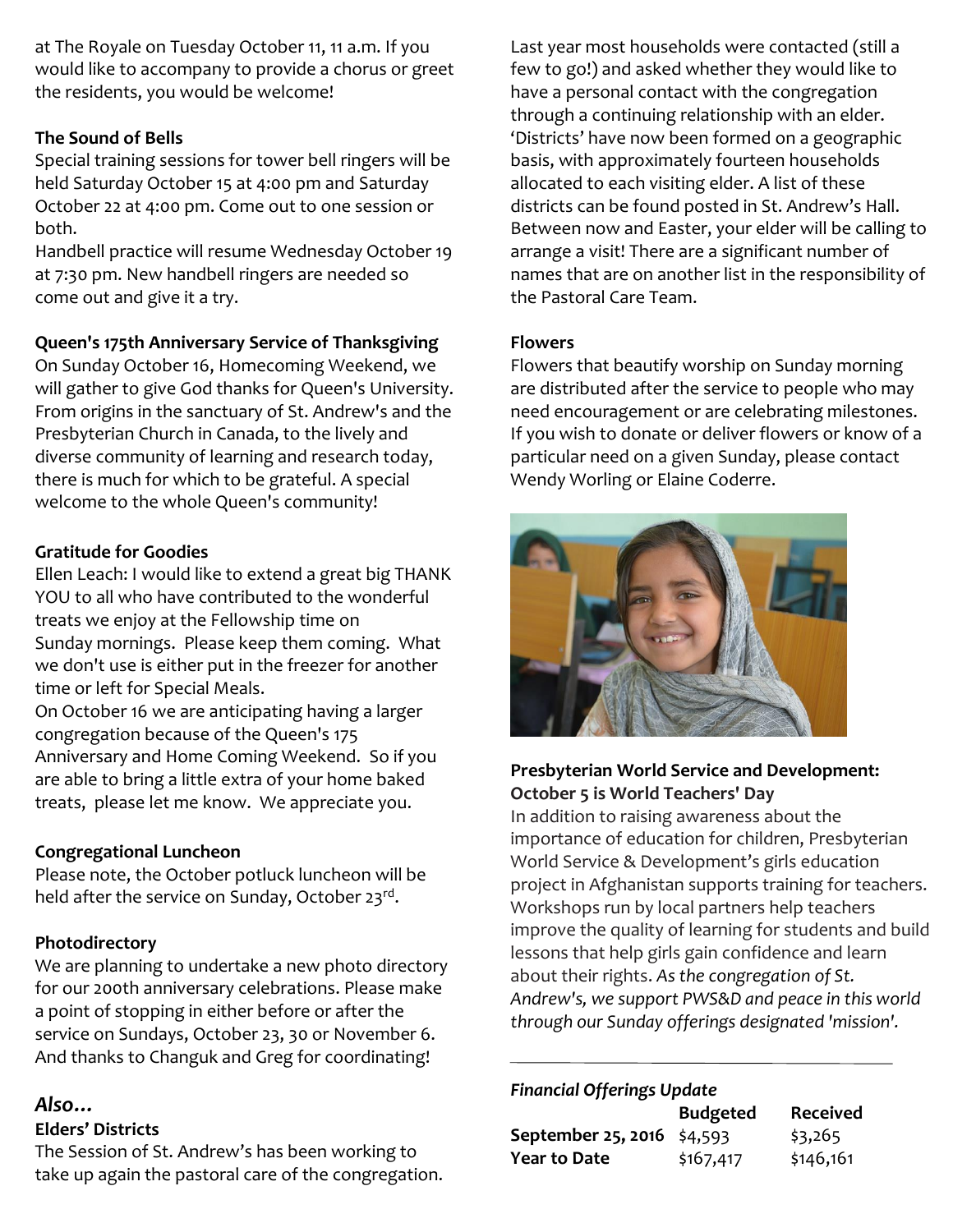at The Royale on Tuesday October 11, 11 a.m. If you would like to accompany to provide a chorus or greet the residents, you would be welcome!

**The Sound of Bells**

Special training sessions for tower bell ringers will be held Saturday October 15 at 4:00 pm and Saturday October 22 at 4:00 pm. Come out to one session or both.

Handbell practice will resume Wednesday October 19 at 7:30 pm. New handbell ringers are needed so come out and give it a try.

**Queen's 175th Anniversary Service of Thanksgiving**

On Sunday October 16, Homecoming Weekend, we will gather to give God thanks for Queen's University. From origins in the sanctuary of St. Andrew's and the Presbyterian Church in Canada, to the lively and diverse community of learning and research today, there is much for which to be grateful. A special welcome to the whole Queen's community!

**Gratitude for Goodies**

Ellen Leach: I would like to extend a great big THANK YOU to all who have contributed to the wonderful treats we enjoy at the Fellowship time on Sunday mornings. Please keep them coming. What we don't use is either put in the freezer for another time or left for Special Meals.

On October 16 we are anticipating having a larger congregation because of the Queen's 175 Anniversary and Home Coming Weekend. So if you are able to bring a little extra of your home baked treats, please let me know. We appreciate you.

**Congregational Luncheon**

Please note, the October potluck luncheon will be held after the service on Sunday, October 23rd.

**Photodirectory**

We are planning to undertake a new photo directory for our 200th anniversary celebrations. Please make a point of stopping in either before or after the service on Sundays, October 23, 30 or November 6. And thanks to Changuk and Greg for coordinating!

## *Also…*

**Elders' Districts**

The Session of St. Andrew's has been working to take up again the pastoral care of the congregation. Last year most households were contacted (still a few to go!) and asked whether they would like to have a personal contact with the congregation through a continuing relationship with an elder. 'Districts' have now been formed on a geographic basis, with approximately fourteen households allocated to each visiting elder. A list of these districts can be found posted in St. Andrew's Hall. Between now and Easter, your elder will be calling to arrange a visit! There are a significant number of names that are on another list in the responsibility of the Pastoral Care Team.

**Flowers**

Flowers that beautify worship on Sunday morning are distributed after the service to people who may need encouragement or are celebrating milestones. If you wish to donate or deliver flowers or know of a particular need on a given Sunday, please contact Wendy Worling or Elaine Coderre.

**Presbyterian World Service and Development: October 5 is World Teachers' Day**

In addition to raising awareness about the importance of education for children, Presbyterian World Service & Development's girls education project in Afghanistan supports training for teachers. Workshops run by local partners help teachers improve the quality of learning for students and build lessons that help girls gain confidence and learn about their rights. *As the congregation of St. Andrew's, we support PWS&D and peace in this world through our Sunday offerings designated 'mission'.*

---

*Financial Offerings Update*

| | Budgeted | Received |
|---|---|---|
| **September 25, 2016** | $4,593 | $3,265 |
| **Year to Date** | $167,417 | $146,161 |